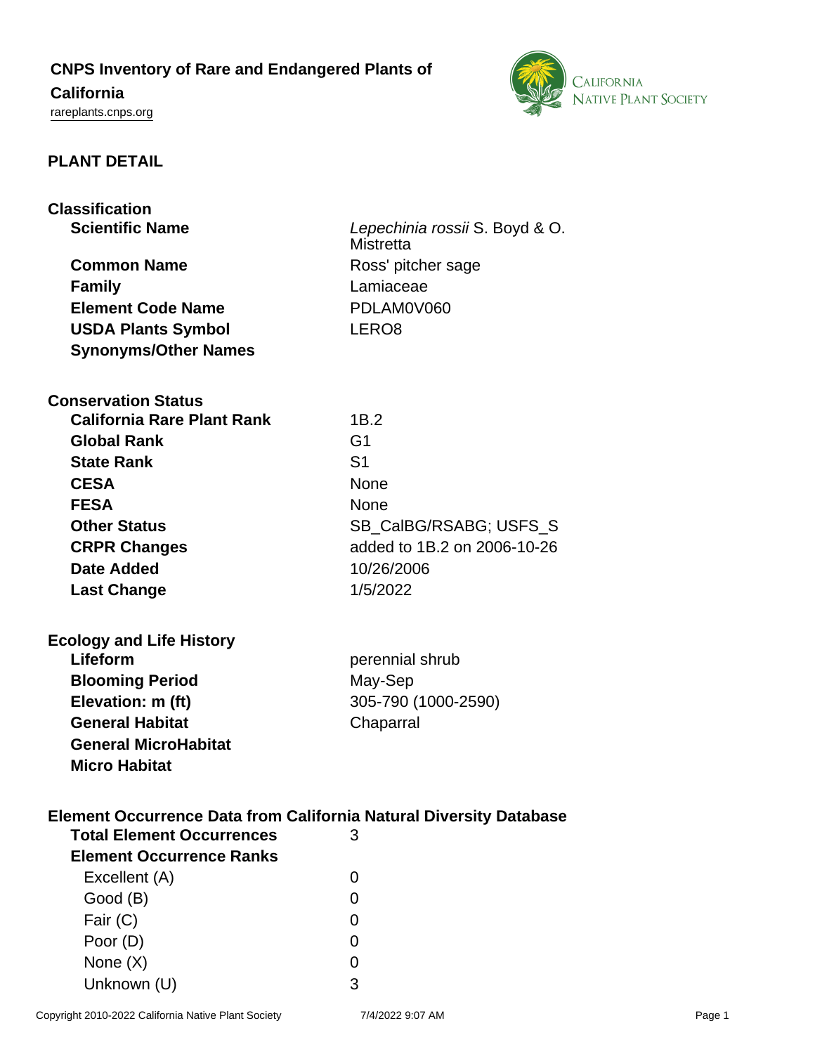# CNPS Inventory of Rare and Endangered Plants of California

rareplants.cnps.org

## PLANT DETAIL

### Classification

| | |
|---|---|
| **Scientific Name** | *Lepechinia rossii* S. Boyd & O. Mistretta |
| **Common Name** | Ross' pitcher sage |
| **Family** | Lamiaceae |
| **Element Code Name** | PDLAM0V060 |
| **USDA Plants Symbol** | LERO8 |
| **Synonyms/Other Names** | |

### Conservation Status

| | |
|---|---|
| **California Rare Plant Rank** | 1B.2 |
| **Global Rank** | G1 |
| **State Rank** | S1 |
| **CESA** | None |
| **FESA** | None |
| **Other Status** | SB_CalBG/RSABG; USFS_S |
| **CRPR Changes** | added to 1B.2 on 2006-10-26 |
| **Date Added** | 10/26/2006 |
| **Last Change** | 1/5/2022 |

### Ecology and Life History

| | |
|---|---|
| **Lifeform** | perennial shrub |
| **Blooming Period** | May-Sep |
| **Elevation: m (ft)** | 305-790 (1000-2590) |
| **General Habitat** | Chaparral |
| **General MicroHabitat** | |
| **Micro Habitat** | |

### Element Occurrence Data from California Natural Diversity Database

| | |
|---|---|
| **Total Element Occurrences** | 3 |
| **Element Occurrence Ranks** | |
| Excellent (A) | 0 |
| Good (B) | 0 |
| Fair (C) | 0 |
| Poor (D) | 0 |
| None (X) | 0 |
| Unknown (U) | 3 |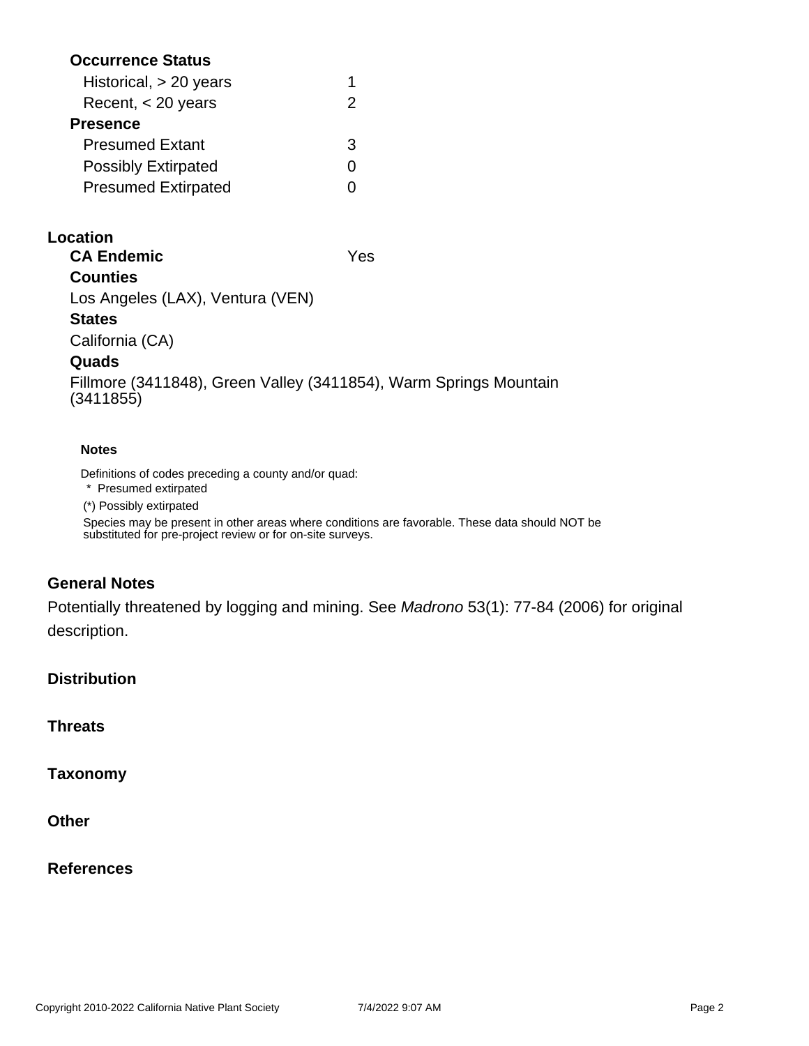**Occurrence Status**

| | |
|---|---|
| Historical, > 20 years | 1 |
| Recent, < 20 years | 2 |

**Presence**

| | |
|---|---|
| Presumed Extant | 3 |
| Possibly Extirpated | 0 |
| Presumed Extirpated | 0 |

## Location

**CA Endemic** Yes

**Counties**

Los Angeles (LAX), Ventura (VEN)

**States**

California (CA)

**Quads**

Fillmore (3411848), Green Valley (3411854), Warm Springs Mountain (3411855)

**Notes**

Definitions of codes preceding a county and/or quad:

* Presumed extirpated

(*) Possibly extirpated

Species may be present in other areas where conditions are favorable. These data should NOT be substituted for pre-project review or for on-site surveys.

## General Notes

Potentially threatened by logging and mining. See *Madrono* 53(1): 77-84 (2006) for original description.

## Distribution

## Threats

## Taxonomy

## Other

## References